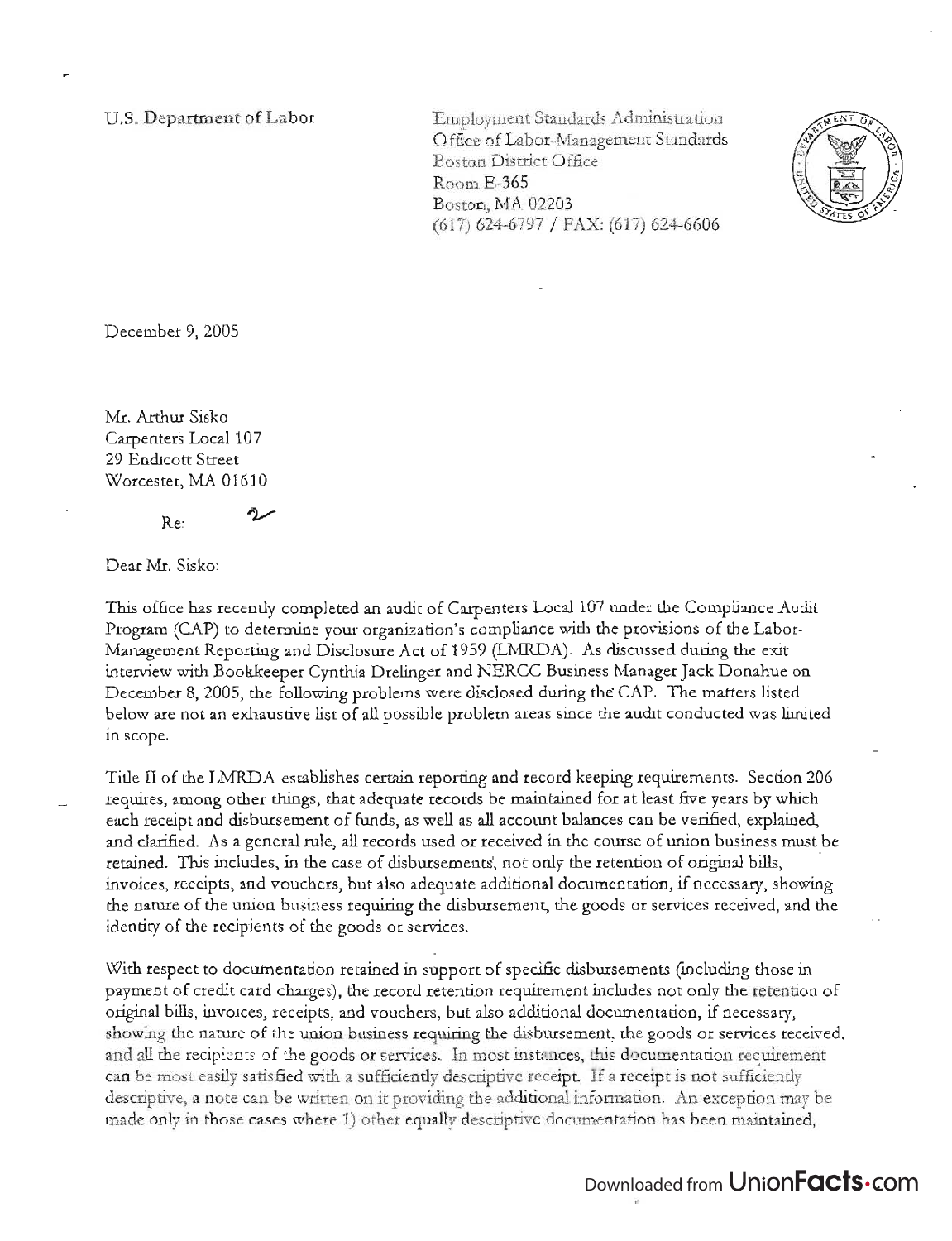U.S. Department of Labor

Employment Standards Administration
Office of Labor-Management Standards
Boston District Office
Room E-365
Boston, MA 02203
(617) 624-6797 / FAX: (617) 624-6606

December 9, 2005

Mr. Arthur Sisko
Carpenters Local 107
29 Endicott Street
Worcester, MA 01610

Re: 2

Dear Mr. Sisko:

This office has recently completed an audit of Carpenters Local 107 under the Compliance Audit Program (CAP) to determine your organization's compliance with the provisions of the Labor-Management Reporting and Disclosure Act of 1959 (LMRDA). As discussed during the exit interview with Bookkeeper Cynthia Drelinger and NERCC Business Manager Jack Donahue on December 8, 2005, the following problems were disclosed during the CAP. The matters listed below are not an exhaustive list of all possible problem areas since the audit conducted was limited in scope.

Title II of the LMRDA establishes certain reporting and record keeping requirements. Section 206 requires, among other things, that adequate records be maintained for at least five years by which each receipt and disbursement of funds, as well as all account balances can be verified, explained, and clarified. As a general rule, all records used or received in the course of union business must be retained. This includes, in the case of disbursements, not only the retention of original bills, invoices, receipts, and vouchers, but also adequate additional documentation, if necessary, showing the nature of the union business requiring the disbursement, the goods or services received, and the identity of the recipients of the goods or services.

With respect to documentation retained in support of specific disbursements (including those in payment of credit card charges), the record retention requirement includes not only the retention of original bills, invoices, receipts, and vouchers, but also additional documentation, if necessary, showing the nature of the union business requiring the disbursement, the goods or services received, and all the recipients of the goods or services. In most instances, this documentation requirement can be most easily satisfied with a sufficiently descriptive receipt. If a receipt is not sufficiently descriptive, a note can be written on it providing the additional information. An exception may be made only in those cases where 1) other equally descriptive documentation has been maintained,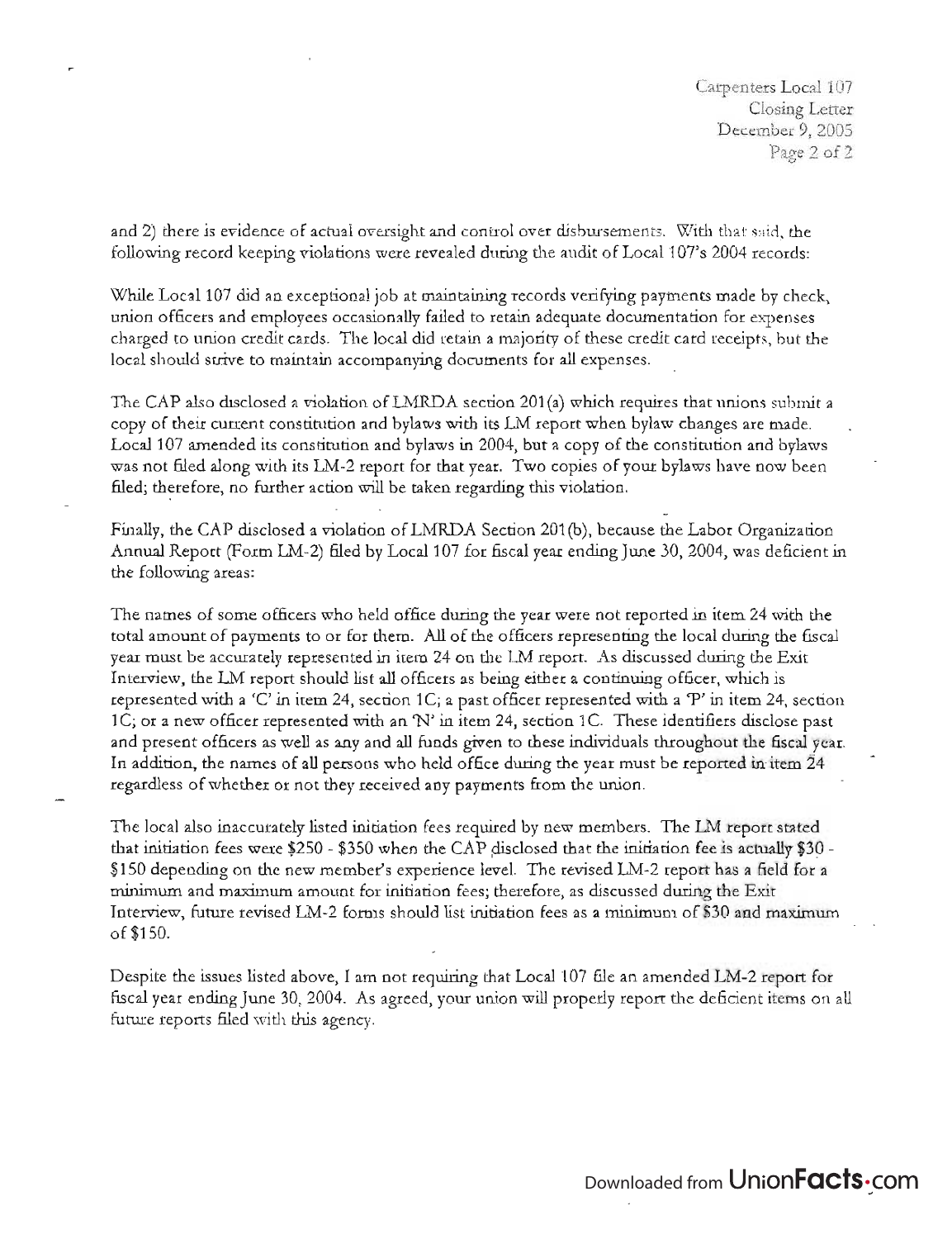and 2) there is evidence of actual oversight and control over disbursements. With that said, the following record keeping violations were revealed during the audit of Local 107's 2004 records:

While Local 107 did an exceptional job at maintaining records verifying payments made by check, union officers and employees occasionally failed to retain adequate documentation for expenses charged to union credit cards. The local did retain a majority of these credit card receipts, but the local should strive to maintain accompanying documents for all expenses.

The CAP also disclosed a violation of LMRDA section 201(a) which requires that unions submit a copy of their current constitution and bylaws with its LM report when bylaw changes are made. Local 107 amended its constitution and bylaws in 2004, but a copy of the constitution and bylaws was not filed along with its LM-2 report for that year. Two copies of your bylaws have now been filed; therefore, no further action will be taken regarding this violation.

Finally, the CAP disclosed a violation of LMRDA Section 201(b), because the Labor Organization Annual Report (Form LM-2) filed by Local 107 for fiscal year ending June 30, 2004, was deficient in the following areas:

The names of some officers who held office during the year were not reported in item 24 with the total amount of payments to or for them. All of the officers representing the local during the fiscal year must be accurately represented in item 24 on the LM report. As discussed during the Exit Interview, the LM report should list all officers as being either a continuing officer, which is represented with a 'C' in item 24, section 1C; a past officer represented with a 'P' in item 24, section 1C; or a new officer represented with an 'N' in item 24, section 1C. These identifiers disclose past and present officers as well as any and all funds given to these individuals throughout the fiscal year. In addition, the names of all persons who held office during the year must be reported in item 24 regardless of whether or not they received any payments from the union.

The local also inaccurately listed initiation fees required by new members. The LM report stated that initiation fees were $250 - $350 when the CAP disclosed that the initiation fee is actually $30 - $150 depending on the new member's experience level. The revised LM-2 report has a field for a minimum and maximum amount for initiation fees; therefore, as discussed during the Exit Interview, future revised LM-2 forms should list initiation fees as a minimum of $30 and maximum of $150.

Despite the issues listed above, I am not requiring that Local 107 file an amended LM-2 report for fiscal year ending June 30, 2004. As agreed, your union will properly report the deficient items on all future reports filed with this agency.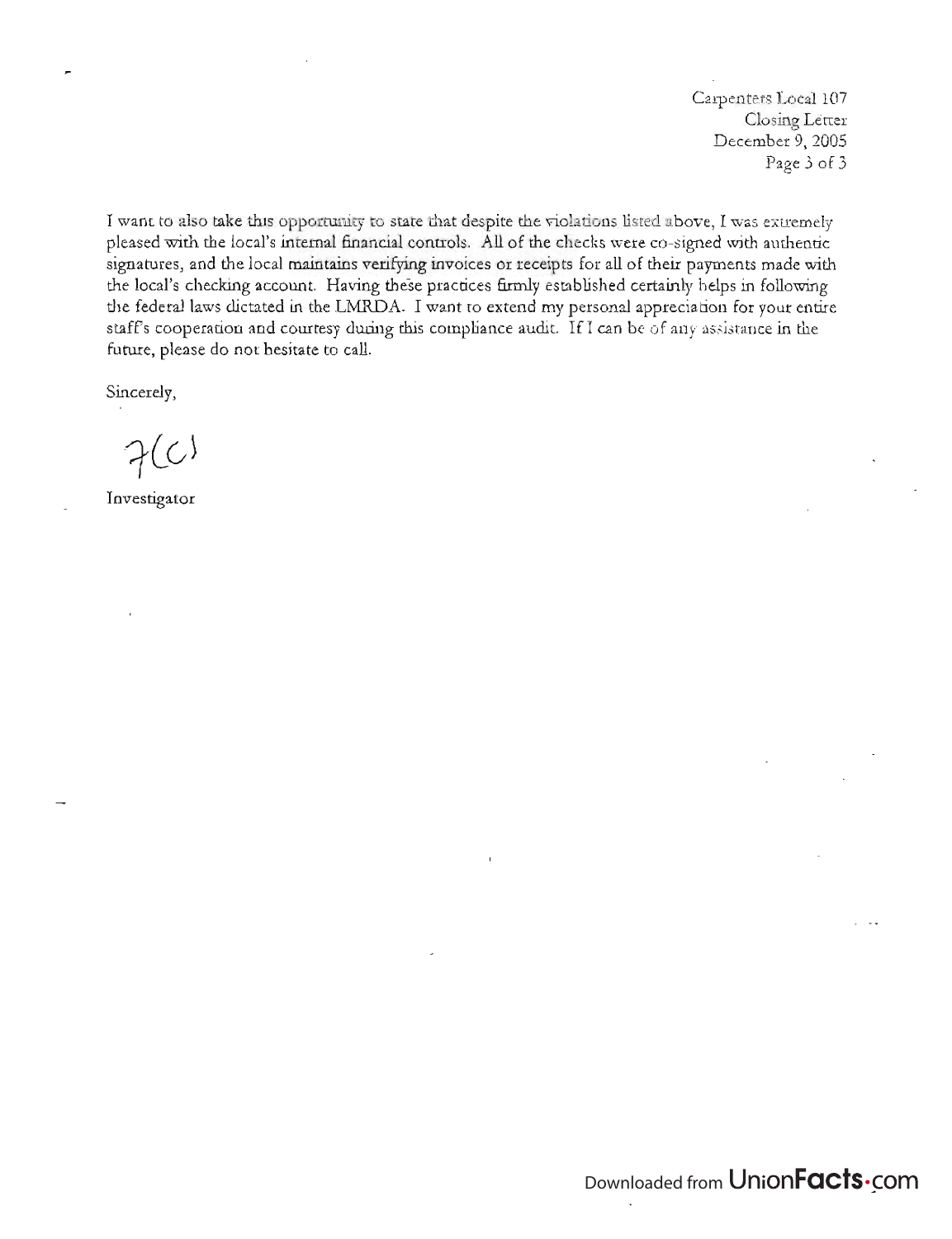I want to also take this opportunity to state that despite the violations listed above, I was extremely pleased with the local's internal financial controls. All of the checks were co-signed with authentic signatures, and the local maintains verifying invoices or receipts for all of their payments made with the local's checking account. Having these practices firmly established certainly helps in following the federal laws dictated in the LMRDA. I want to extend my personal appreciation for your entire staff's cooperation and courtesy during this compliance audit. If I can be of any assistance in the future, please do not hesitate to call.

Sincerely,

7(C)

Investigator